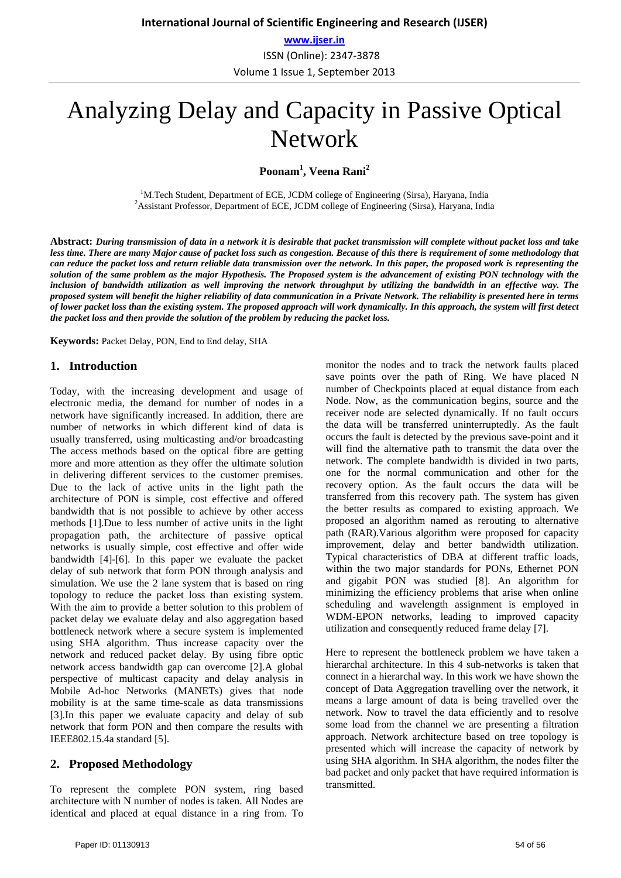# Analyzing Delay and Capacity in Passive Optical Network

**Poonam[1], Veena Rani[2]**

[1]M.Tech Student, Department of ECE, JCDM college of Engineering (Sirsa), Haryana, India
[2]Assistant Professor, Department of ECE, JCDM college of Engineering (Sirsa), Haryana, India

**Abstract:** ***During transmission of data in a network it is desirable that packet transmission will complete without packet loss and take less time. There are many Major cause of packet loss such as congestion. Because of this there is requirement of some methodology that can reduce the packet loss and return reliable data transmission over the network. In this paper, the proposed work is representing the solution of the same problem as the major Hypothesis. The Proposed system is the advancement of existing PON technology with the inclusion of bandwidth utilization as well improving the network throughput by utilizing the bandwidth in an effective way. The proposed system will benefit the higher reliability of data communication in a Private Network. The reliability is presented here in terms of lower packet loss than the existing system. The proposed approach will work dynamically. In this approach, the system will first detect the packet loss and then provide the solution of the problem by reducing the packet loss.***

**Keywords:** Packet Delay, PON, End to End delay, SHA

## 1. Introduction

Today, with the increasing development and usage of electronic media, the demand for number of nodes in a network have significantly increased. In addition, there are number of networks in which different kind of data is usually transferred, using multicasting and/or broadcasting The access methods based on the optical fibre are getting more and more attention as they offer the ultimate solution in delivering different services to the customer premises. Due to the lack of active units in the light path the architecture of PON is simple, cost effective and offered bandwidth that is not possible to achieve by other access methods [1].Due to less number of active units in the light propagation path, the architecture of passive optical networks is usually simple, cost effective and offer wide bandwidth [4]-[6]. In this paper we evaluate the packet delay of sub network that form PON through analysis and simulation. We use the 2 lane system that is based on ring topology to reduce the packet loss than existing system. With the aim to provide a better solution to this problem of packet delay we evaluate delay and also aggregation based bottleneck network where a secure system is implemented using SHA algorithm. Thus increase capacity over the network and reduced packet delay. By using fibre optic network access bandwidth gap can overcome [2].A global perspective of multicast capacity and delay analysis in Mobile Ad-hoc Networks (MANETs) gives that node mobility is at the same time-scale as data transmissions [3].In this paper we evaluate capacity and delay of sub network that form PON and then compare the results with IEEE802.15.4a standard [5].

## 2. Proposed Methodology

To represent the complete PON system, ring based architecture with N number of nodes is taken. All Nodes are identical and placed at equal distance in a ring from. To monitor the nodes and to track the network faults placed save points over the path of Ring. We have placed N number of Checkpoints placed at equal distance from each Node. Now, as the communication begins, source and the receiver node are selected dynamically. If no fault occurs the data will be transferred uninterruptedly. As the fault occurs the fault is detected by the previous save-point and it will find the alternative path to transmit the data over the network. The complete bandwidth is divided in two parts, one for the normal communication and other for the recovery option. As the fault occurs the data will be transferred from this recovery path. The system has given the better results as compared to existing approach. We proposed an algorithm named as rerouting to alternative path (RAR).Various algorithm were proposed for capacity improvement, delay and better bandwidth utilization. Typical characteristics of DBA at different traffic loads, within the two major standards for PONs, Ethernet PON and gigabit PON was studied [8]. An algorithm for minimizing the efficiency problems that arise when online scheduling and wavelength assignment is employed in WDM-EPON networks, leading to improved capacity utilization and consequently reduced frame delay [7].

Here to represent the bottleneck problem we have taken a hierarchal architecture. In this 4 sub-networks is taken that connect in a hierarchal way. In this work we have shown the concept of Data Aggregation travelling over the network, it means a large amount of data is being travelled over the network. Now to travel the data efficiently and to resolve some load from the channel we are presenting a filtration approach. Network architecture based on tree topology is presented which will increase the capacity of network by using SHA algorithm. In SHA algorithm, the nodes filter the bad packet and only packet that have required information is transmitted.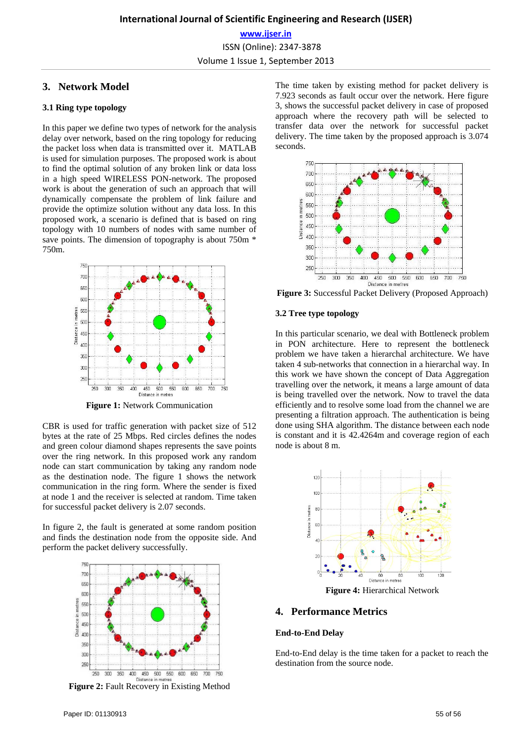## 3. Network Model

### 3.1 Ring type topology

In this paper we define two types of network for the analysis delay over network, based on the ring topology for reducing the packet loss when data is transmitted over it. MATLAB is used for simulation purposes. The proposed work is about to find the optimal solution of any broken link or data loss in a high speed WIRELESS PON-network. The proposed work is about the generation of such an approach that will dynamically compensate the problem of link failure and provide the optimize solution without any data loss. In this proposed work, a scenario is defined that is based on ring topology with 10 numbers of nodes with same number of save points. The dimension of topography is about 750m * 750m.

**Figure 1:** Network Communication

CBR is used for traffic generation with packet size of 512 bytes at the rate of 25 Mbps. Red circles defines the nodes and green colour diamond shapes represents the save points over the ring network. In this proposed work any random node can start communication by taking any random node as the destination node. The figure 1 shows the network communication in the ring form. Where the sender is fixed at node 1 and the receiver is selected at random. Time taken for successful packet delivery is 2.07 seconds.

In figure 2, the fault is generated at some random position and finds the destination node from the opposite side. And perform the packet delivery successfully.

**Figure 2:** Fault Recovery in Existing Method

The time taken by existing method for packet delivery is 7.923 seconds as fault occur over the network. Here figure 3, shows the successful packet delivery in case of proposed approach where the recovery path will be selected to transfer data over the network for successful packet delivery. The time taken by the proposed approach is 3.074 seconds.

**Figure 3:** Successful Packet Delivery (Proposed Approach)

### 3.2 Tree type topology

In this particular scenario, we deal with Bottleneck problem in PON architecture. Here to represent the bottleneck problem we have taken a hierarchal architecture. We have taken 4 sub-networks that connection in a hierarchal way. In this work we have shown the concept of Data Aggregation travelling over the network, it means a large amount of data is being travelled over the network. Now to travel the data efficiently and to resolve some load from the channel we are presenting a filtration approach. The authentication is being done using SHA algorithm. The distance between each node is constant and it is 42.4264m and coverage region of each node is about 8 m.

**Figure 4:** Hierarchical Network

## 4. Performance Metrics

### End-to-End Delay

End-to-End delay is the time taken for a packet to reach the destination from the source node.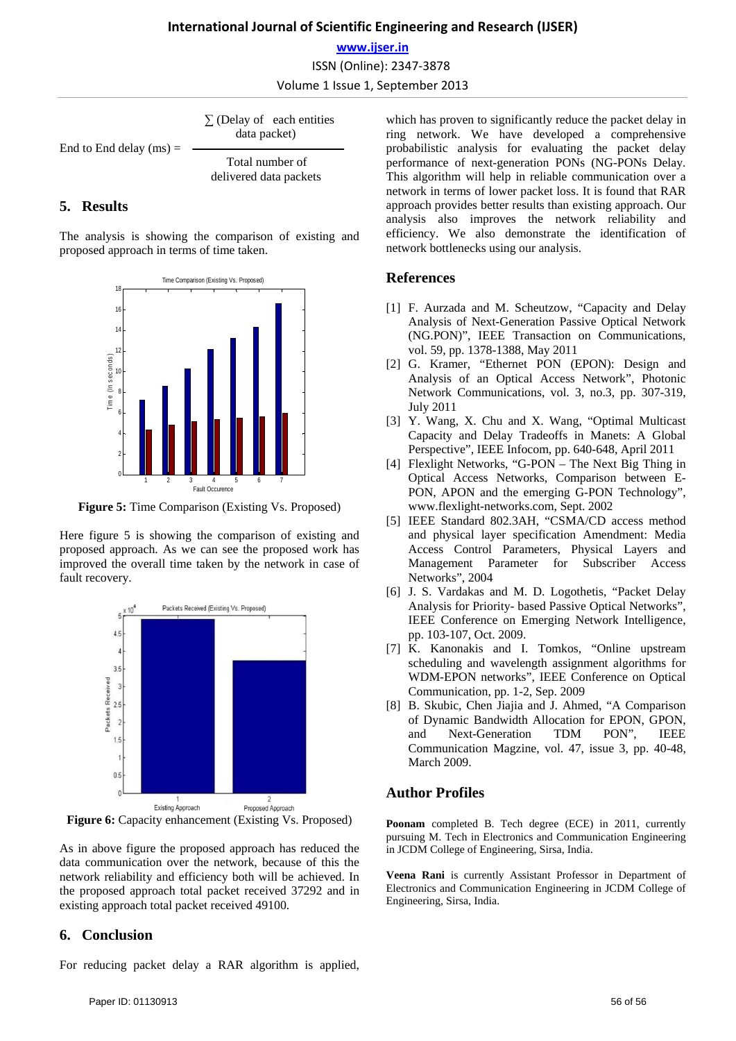$$\text{End to End delay (ms)} = \frac{\sum \text{(Delay of each entities data packet)}}{\text{Total number of delivered data packets}}$$

## 5. Results

The analysis is showing the comparison of existing and proposed approach in terms of time taken.

Time Comparison (Existing Vs. Proposed)

Time (in seconds)

Fault Occurence

0 2 4 6 8 10 12 14 16 18

1 2 3 4 5 6 7

**Figure 5:** Time Comparison (Existing Vs. Proposed)

Here figure 5 is showing the comparison of existing and proposed approach. As we can see the proposed work has improved the overall time taken by the network in case of fault recovery.

Packets Received (Existing Vs. Proposed)

x 10^4

Packets Received

0 0.5 1 1.5 2 2.5 3 3.5 4 4.5 5

1 Existing Approach

2 Proposed Approach

**Figure 6:** Capacity enhancement (Existing Vs. Proposed)

As in above figure the proposed approach has reduced the data communication over the network, because of this the network reliability and efficiency both will be achieved. In the proposed approach total packet received 37292 and in existing approach total packet received 49100.

## 6. Conclusion

For reducing packet delay a RAR algorithm is applied, which has proven to significantly reduce the packet delay in ring network. We have developed a comprehensive probabilistic analysis for evaluating the packet delay performance of next-generation PONs (NG-PONs Delay. This algorithm will help in reliable communication over a network in terms of lower packet loss. It is found that RAR approach provides better results than existing approach. Our analysis also improves the network reliability and efficiency. We also demonstrate the identification of network bottlenecks using our analysis.

## References

[1] F. Aurzada and M. Scheutzow, "Capacity and Delay Analysis of Next-Generation Passive Optical Network (NG.PON)", IEEE Transaction on Communications, vol. 59, pp. 1378-1388, May 2011

[2] G. Kramer, "Ethernet PON (EPON): Design and Analysis of an Optical Access Network", Photonic Network Communications, vol. 3, no.3, pp. 307-319, July 2011

[3] Y. Wang, X. Chu and X. Wang, "Optimal Multicast Capacity and Delay Tradeoffs in Manets: A Global Perspective", IEEE Infocom, pp. 640-648, April 2011

[4] Flexlight Networks, "G-PON – The Next Big Thing in Optical Access Networks, Comparison between E-PON, APON and the emerging G-PON Technology", www.flexlight-networks.com, Sept. 2002

[5] IEEE Standard 802.3AH, "CSMA/CD access method and physical layer specification Amendment: Media Access Control Parameters, Physical Layers and Management Parameter for Subscriber Access Networks", 2004

[6] J. S. Vardakas and M. D. Logothetis, "Packet Delay Analysis for Priority- based Passive Optical Networks", IEEE Conference on Emerging Network Intelligence, pp. 103-107, Oct. 2009.

[7] K. Kanonakis and I. Tomkos, "Online upstream scheduling and wavelength assignment algorithms for WDM-EPON networks", IEEE Conference on Optical Communication, pp. 1-2, Sep. 2009

[8] B. Skubic, Chen Jiajia and J. Ahmed, "A Comparison of Dynamic Bandwidth Allocation for EPON, GPON, and Next-Generation TDM PON", IEEE Communication Magzine, vol. 47, issue 3, pp. 40-48, March 2009.

## Author Profiles

**Poonam** completed B. Tech degree (ECE) in 2011, currently pursuing M. Tech in Electronics and Communication Engineering in JCDM College of Engineering, Sirsa, India.

**Veena Rani** is currently Assistant Professor in Department of Electronics and Communication Engineering in JCDM College of Engineering, Sirsa, India.